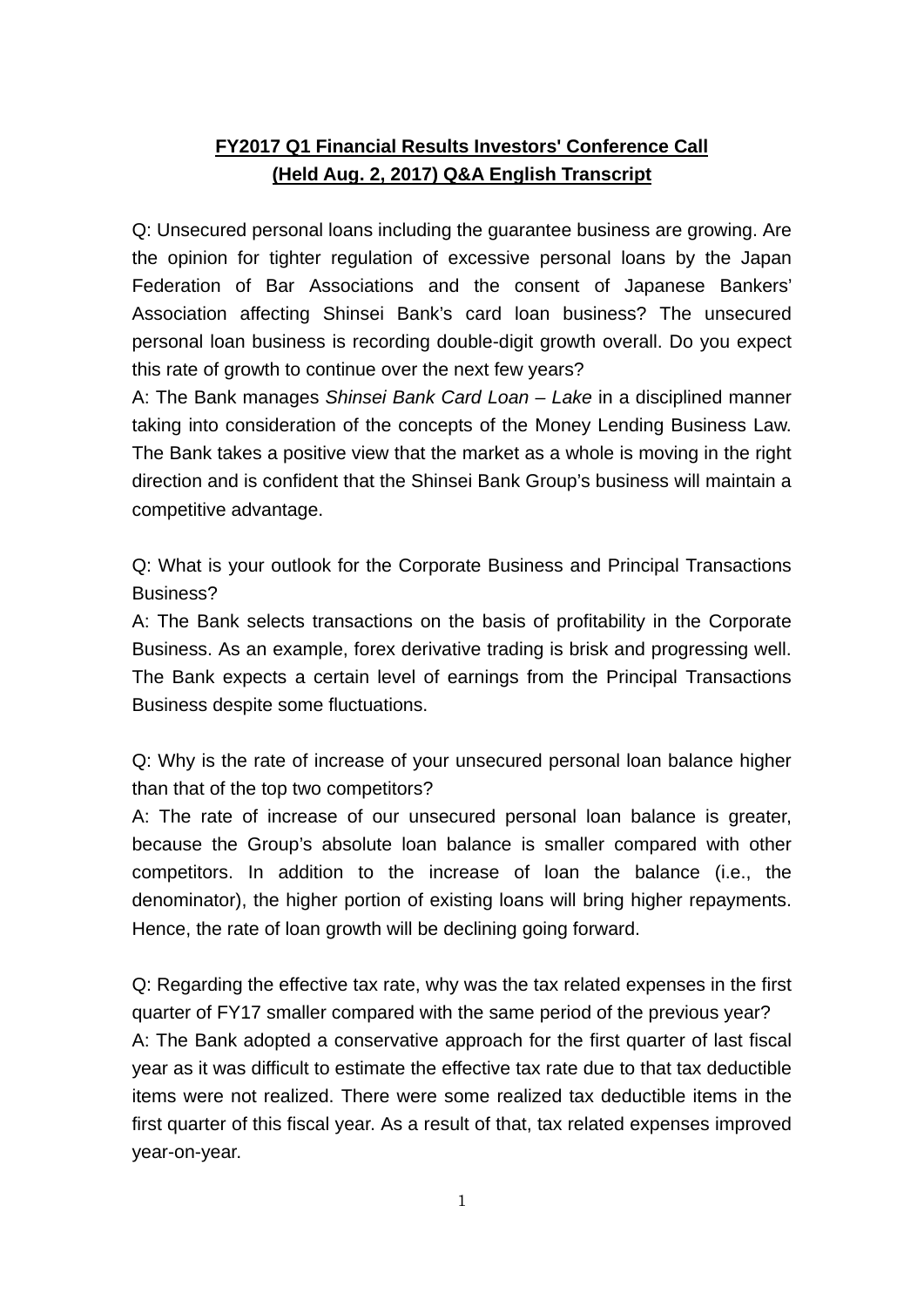**FY2017 Q1 Financial Results Investors' Conference Call**
**(Held Aug. 2, 2017) Q&A English Transcript**

Q: Unsecured personal loans including the guarantee business are growing. Are the opinion for tighter regulation of excessive personal loans by the Japan Federation of Bar Associations and the consent of Japanese Bankers' Association affecting Shinsei Bank's card loan business? The unsecured personal loan business is recording double-digit growth overall. Do you expect this rate of growth to continue over the next few years?
A: The Bank manages *Shinsei Bank Card Loan – Lake* in a disciplined manner taking into consideration of the concepts of the Money Lending Business Law. The Bank takes a positive view that the market as a whole is moving in the right direction and is confident that the Shinsei Bank Group's business will maintain a competitive advantage.

Q: What is your outlook for the Corporate Business and Principal Transactions Business?
A: The Bank selects transactions on the basis of profitability in the Corporate Business. As an example, forex derivative trading is brisk and progressing well. The Bank expects a certain level of earnings from the Principal Transactions Business despite some fluctuations.

Q: Why is the rate of increase of your unsecured personal loan balance higher than that of the top two competitors?
A: The rate of increase of our unsecured personal loan balance is greater, because the Group's absolute loan balance is smaller compared with other competitors. In addition to the increase of loan the balance (i.e., the denominator), the higher portion of existing loans will bring higher repayments. Hence, the rate of loan growth will be declining going forward.

Q: Regarding the effective tax rate, why was the tax related expenses in the first quarter of FY17 smaller compared with the same period of the previous year?
A: The Bank adopted a conservative approach for the first quarter of last fiscal year as it was difficult to estimate the effective tax rate due to that tax deductible items were not realized. There were some realized tax deductible items in the first quarter of this fiscal year. As a result of that, tax related expenses improved year-on-year.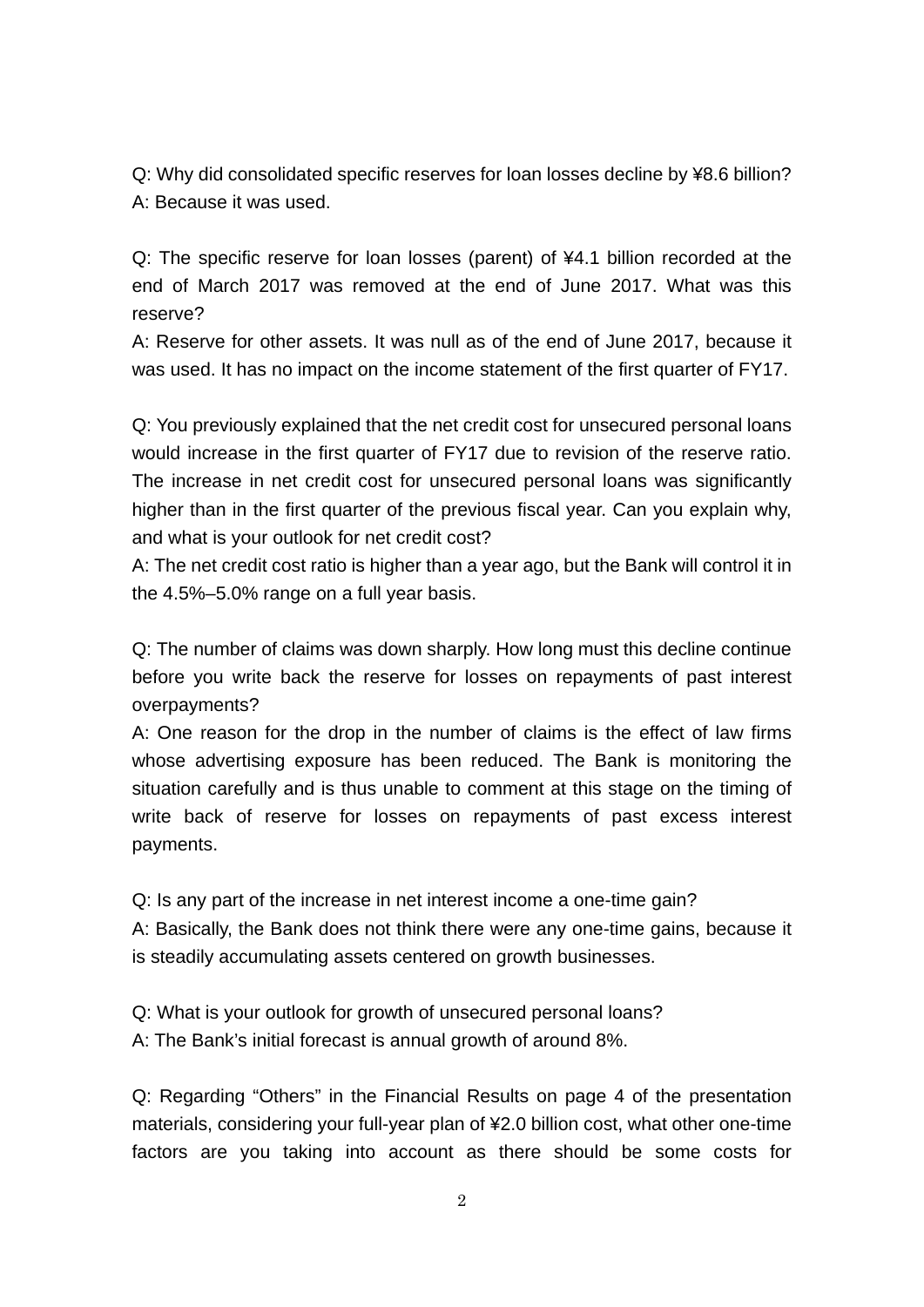Q: Why did consolidated specific reserves for loan losses decline by ¥8.6 billion?
A: Because it was used.

Q: The specific reserve for loan losses (parent) of ¥4.1 billion recorded at the end of March 2017 was removed at the end of June 2017. What was this reserve?
A: Reserve for other assets. It was null as of the end of June 2017, because it was used. It has no impact on the income statement of the first quarter of FY17.

Q: You previously explained that the net credit cost for unsecured personal loans would increase in the first quarter of FY17 due to revision of the reserve ratio. The increase in net credit cost for unsecured personal loans was significantly higher than in the first quarter of the previous fiscal year. Can you explain why, and what is your outlook for net credit cost?
A: The net credit cost ratio is higher than a year ago, but the Bank will control it in the 4.5%–5.0% range on a full year basis.

Q: The number of claims was down sharply. How long must this decline continue before you write back the reserve for losses on repayments of past interest overpayments?
A: One reason for the drop in the number of claims is the effect of law firms whose advertising exposure has been reduced. The Bank is monitoring the situation carefully and is thus unable to comment at this stage on the timing of write back of reserve for losses on repayments of past excess interest payments.

Q: Is any part of the increase in net interest income a one-time gain?
A: Basically, the Bank does not think there were any one-time gains, because it is steadily accumulating assets centered on growth businesses.

Q: What is your outlook for growth of unsecured personal loans?
A: The Bank's initial forecast is annual growth of around 8%.

Q: Regarding "Others" in the Financial Results on page 4 of the presentation materials, considering your full-year plan of ¥2.0 billion cost, what other one-time factors are you taking into account as there should be some costs for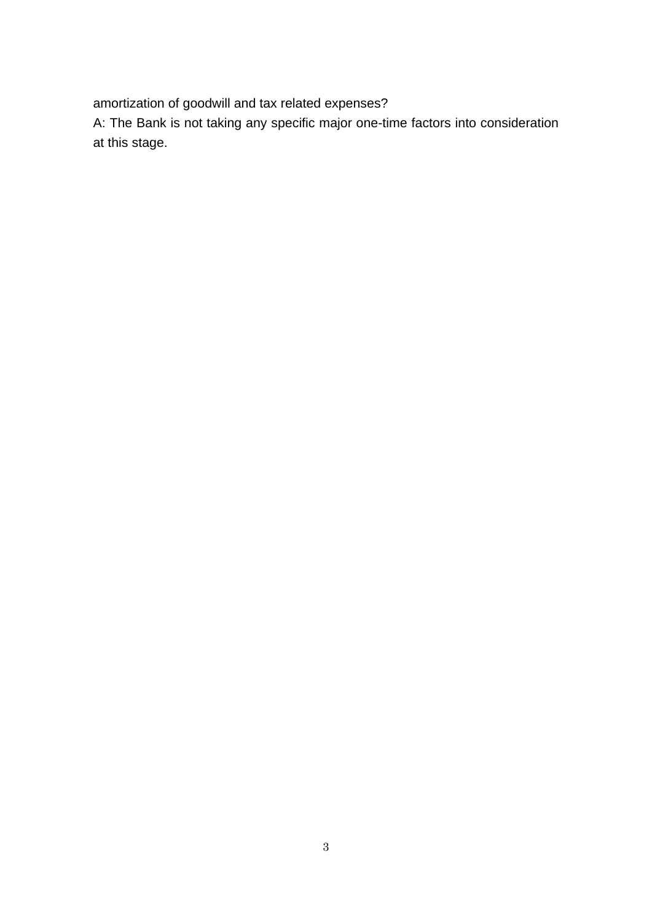amortization of goodwill and tax related expenses?

A: The Bank is not taking any specific major one-time factors into consideration at this stage.